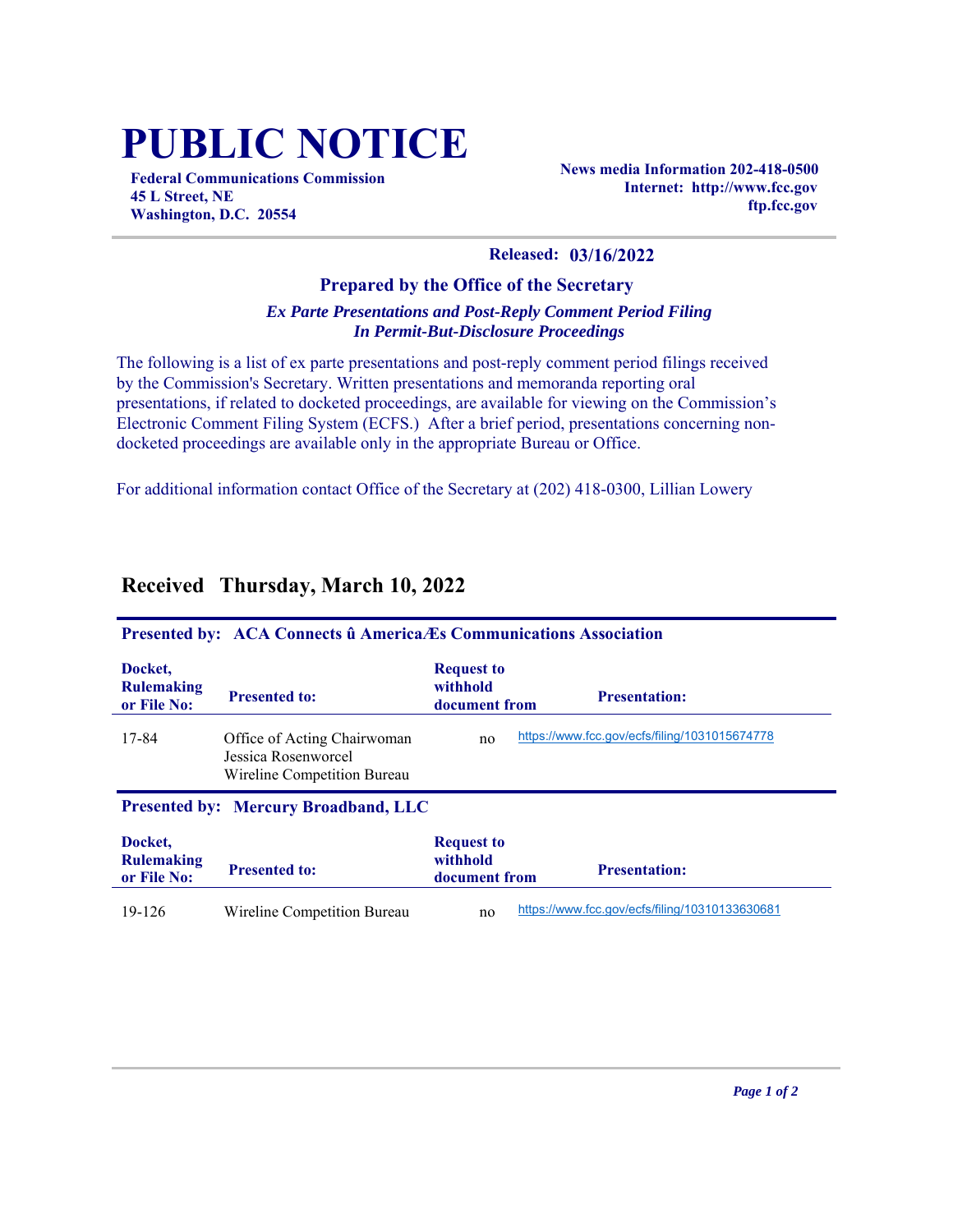# PUBLIC NOTICE

**Federal Communications Commission**
**45 L Street, NE**
**Washington, D.C. 20554**

**News media Information 202-418-0500**
**Internet: http://www.fcc.gov**
**ftp.fcc.gov**

**Released: 03/16/2022**

### Prepared by the Office of the Secretary

***Ex Parte Presentations and Post-Reply Comment Period Filing***
***In Permit-But-Disclosure Proceedings***

The following is a list of ex parte presentations and post-reply comment period filings received by the Commission's Secretary. Written presentations and memoranda reporting oral presentations, if related to docketed proceedings, are available for viewing on the Commission's Electronic Comment Filing System (ECFS.) After a brief period, presentations concerning non-docketed proceedings are available only in the appropriate Bureau or Office.

For additional information contact Office of the Secretary at (202) 418-0300, Lillian Lowery

## Received Thursday, March 10, 2022

**Presented by: ACA Connects û AmericaÆs Communications Association**

| Docket, Rulemaking or File No: | Presented to: | Request to withhold document from | Presentation: |
|---|---|---|---|
| 17-84 | Office of Acting Chairwoman Jessica Rosenworcel<br>Wireline Competition Bureau | no | https://www.fcc.gov/ecfs/filing/1031015674778 |

**Presented by: Mercury Broadband, LLC**

| Docket, Rulemaking or File No: | Presented to: | Request to withhold document from | Presentation: |
|---|---|---|---|
| 19-126 | Wireline Competition Bureau | no | https://www.fcc.gov/ecfs/filing/10310133630681 |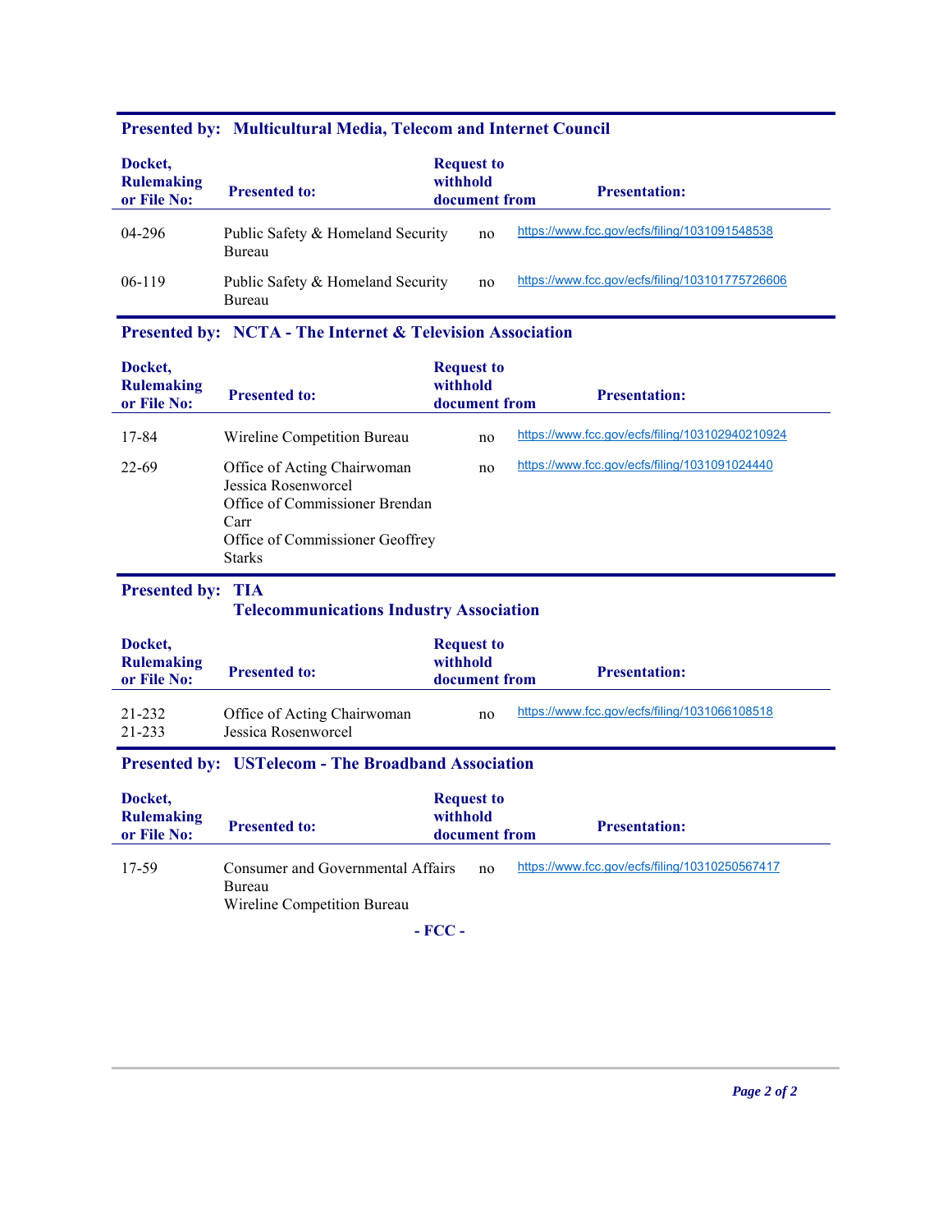## Presented by: Multicultural Media, Telecom and Internet Council

| Docket, Rulemaking or File No: | Presented to: | Request to withhold document from | Presentation: |
|---|---|---|---|
| 04-296 | Public Safety & Homeland Security Bureau | no | https://www.fcc.gov/ecfs/filing/1031091548538 |
| 06-119 | Public Safety & Homeland Security Bureau | no | https://www.fcc.gov/ecfs/filing/103101775726606 |

## Presented by: NCTA - The Internet & Television Association

| Docket, Rulemaking or File No: | Presented to: | Request to withhold document from | Presentation: |
|---|---|---|---|
| 17-84 | Wireline Competition Bureau | no | https://www.fcc.gov/ecfs/filing/103102940210924 |
| 22-69 | Office of Acting Chairwoman Jessica Rosenworcel<br>Office of Commissioner Brendan Carr<br>Office of Commissioner Geoffrey Starks | no | https://www.fcc.gov/ecfs/filing/1031091024440 |

## Presented by: TIA Telecommunications Industry Association

| Docket, Rulemaking or File No: | Presented to: | Request to withhold document from | Presentation: |
|---|---|---|---|
| 21-232<br>21-233 | Office of Acting Chairwoman Jessica Rosenworcel | no | https://www.fcc.gov/ecfs/filing/1031066108518 |

## Presented by: USTelecom - The Broadband Association

| Docket, Rulemaking or File No: | Presented to: | Request to withhold document from | Presentation: |
|---|---|---|---|
| 17-59 | Consumer and Governmental Affairs Bureau<br>Wireline Competition Bureau | no | https://www.fcc.gov/ecfs/filing/10310250567417 |

**- FCC -**